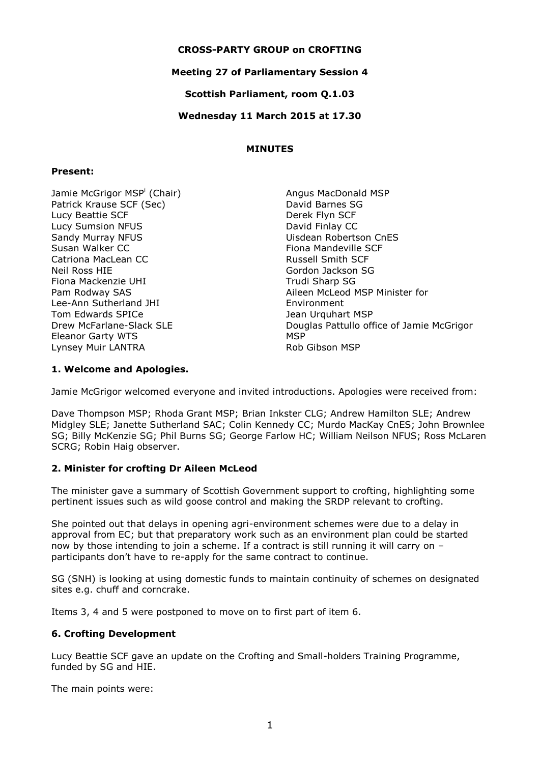**CROSS-PARTY GROUP on CROFTING**

**Meeting 27 of Parliamentary Session 4**

**Scottish Parliament, room Q.1.03**

**Wednesday 11 March 2015 at 17.30**

**MINUTES**

**Present:**

Jamie McGrigor MSP[i] (Chair)
Patrick Krause SCF (Sec)
Lucy Beattie SCF
Lucy Sumsion NFUS
Sandy Murray NFUS
Susan Walker CC
Catriona MacLean CC
Neil Ross HIE
Fiona Mackenzie UHI
Pam Rodway SAS
Lee-Ann Sutherland JHI
Tom Edwards SPICe
Drew McFarlane-Slack SLE
Eleanor Garty WTS
Lynsey Muir LANTRA
Angus MacDonald MSP
David Barnes SG
Derek Flyn SCF
David Finlay CC
Uisdean Robertson CnES
Fiona Mandeville SCF
Russell Smith SCF
Gordon Jackson SG
Trudi Sharp SG
Aileen McLeod MSP Minister for Environment
Jean Urquhart MSP
Douglas Pattullo office of Jamie McGrigor MSP
Rob Gibson MSP

### 1. Welcome and Apologies.

Jamie McGrigor welcomed everyone and invited introductions. Apologies were received from:

Dave Thompson MSP; Rhoda Grant MSP; Brian Inkster CLG; Andrew Hamilton SLE; Andrew Midgley SLE; Janette Sutherland SAC; Colin Kennedy CC; Murdo MacKay CnES; John Brownlee SG; Billy McKenzie SG; Phil Burns SG; George Farlow HC; William Neilson NFUS; Ross McLaren SCRG; Robin Haig observer.

### 2. Minister for crofting Dr Aileen McLeod

The minister gave a summary of Scottish Government support to crofting, highlighting some pertinent issues such as wild goose control and making the SRDP relevant to crofting.

She pointed out that delays in opening agri-environment schemes were due to a delay in approval from EC; but that preparatory work such as an environment plan could be started now by those intending to join a scheme. If a contract is still running it will carry on – participants don't have to re-apply for the same contract to continue.

SG (SNH) is looking at using domestic funds to maintain continuity of schemes on designated sites e.g. chuff and corncrake.

Items 3, 4 and 5 were postponed to move on to first part of item 6.

### 6. Crofting Development

Lucy Beattie SCF gave an update on the Crofting and Small-holders Training Programme, funded by SG and HIE.

The main points were: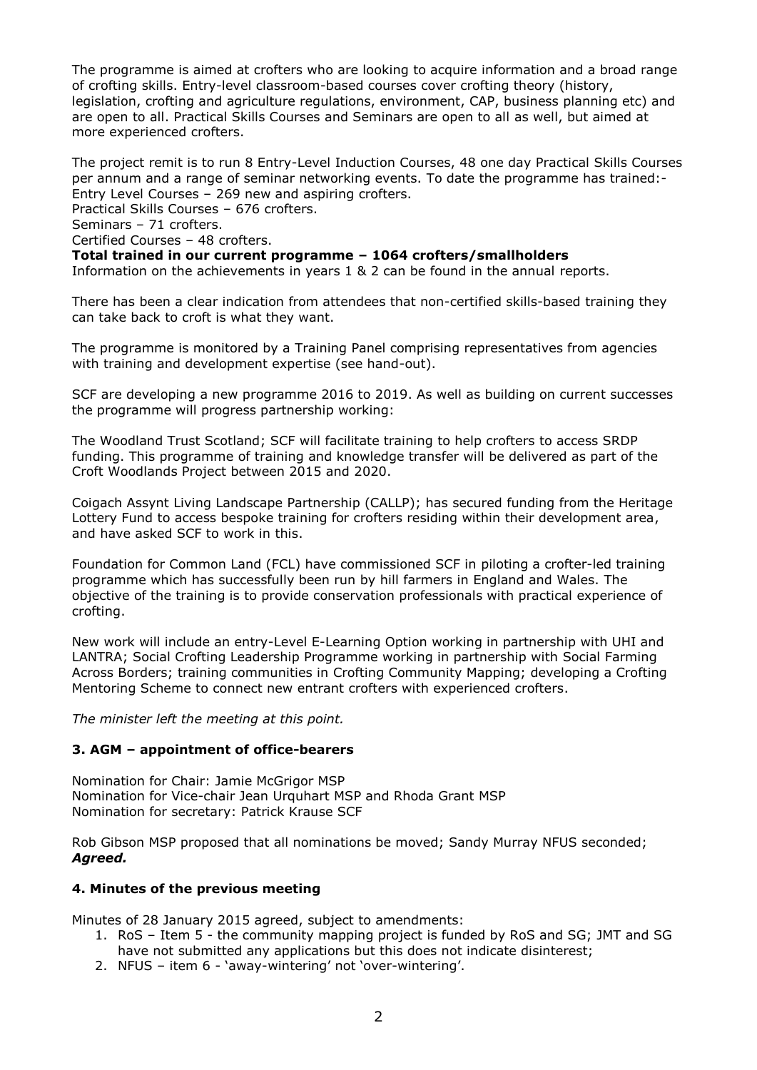The programme is aimed at crofters who are looking to acquire information and a broad range of crofting skills. Entry-level classroom-based courses cover crofting theory (history, legislation, crofting and agriculture regulations, environment, CAP, business planning etc) and are open to all. Practical Skills Courses and Seminars are open to all as well, but aimed at more experienced crofters.

The project remit is to run 8 Entry-Level Induction Courses, 48 one day Practical Skills Courses per annum and a range of seminar networking events. To date the programme has trained:-
Entry Level Courses – 269 new and aspiring crofters.
Practical Skills Courses – 676 crofters.
Seminars – 71 crofters.
Certified Courses – 48 crofters.
**Total trained in our current programme – 1064 crofters/smallholders**
Information on the achievements in years 1 & 2 can be found in the annual reports.

There has been a clear indication from attendees that non-certified skills-based training they can take back to croft is what they want.

The programme is monitored by a Training Panel comprising representatives from agencies with training and development expertise (see hand-out).

SCF are developing a new programme 2016 to 2019. As well as building on current successes the programme will progress partnership working:

The Woodland Trust Scotland; SCF will facilitate training to help crofters to access SRDP funding. This programme of training and knowledge transfer will be delivered as part of the Croft Woodlands Project between 2015 and 2020.

Coigach Assynt Living Landscape Partnership (CALLP); has secured funding from the Heritage Lottery Fund to access bespoke training for crofters residing within their development area, and have asked SCF to work in this.

Foundation for Common Land (FCL) have commissioned SCF in piloting a crofter-led training programme which has successfully been run by hill farmers in England and Wales. The objective of the training is to provide conservation professionals with practical experience of crofting.

New work will include an entry-Level E-Learning Option working in partnership with UHI and LANTRA; Social Crofting Leadership Programme working in partnership with Social Farming Across Borders; training communities in Crofting Community Mapping; developing a Crofting Mentoring Scheme to connect new entrant crofters with experienced crofters.

*The minister left the meeting at this point.*

### 3. AGM – appointment of office-bearers

Nomination for Chair: Jamie McGrigor MSP
Nomination for Vice-chair Jean Urquhart MSP and Rhoda Grant MSP
Nomination for secretary: Patrick Krause SCF

Rob Gibson MSP proposed that all nominations be moved; Sandy Murray NFUS seconded; ***Agreed.***

### 4. Minutes of the previous meeting

Minutes of 28 January 2015 agreed, subject to amendments:

1. RoS – Item 5 - the community mapping project is funded by RoS and SG; JMT and SG have not submitted any applications but this does not indicate disinterest;
2. NFUS – item 6 - 'away-wintering' not 'over-wintering'.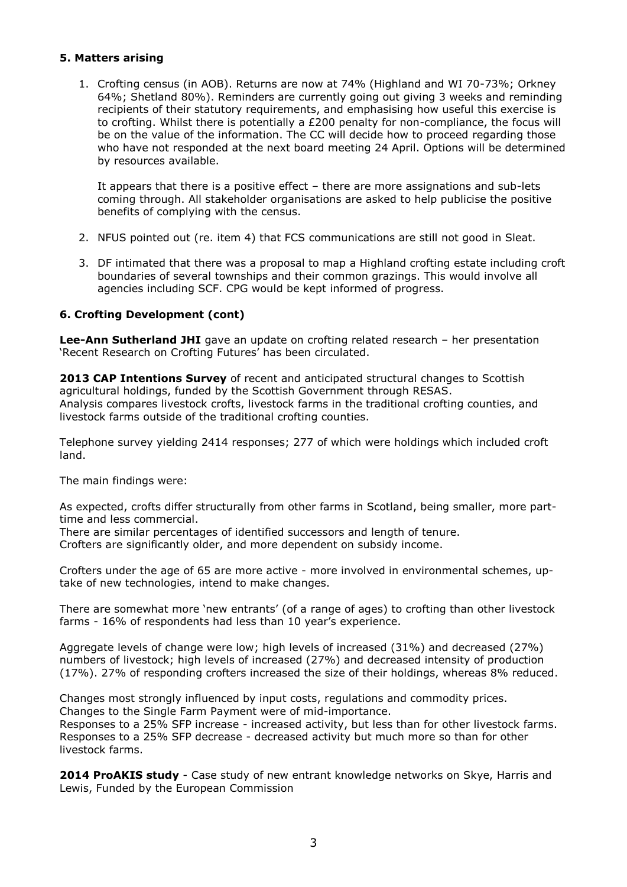### 5. Matters arising

1. Crofting census (in AOB). Returns are now at 74% (Highland and WI 70-73%; Orkney 64%; Shetland 80%). Reminders are currently going out giving 3 weeks and reminding recipients of their statutory requirements, and emphasising how useful this exercise is to crofting. Whilst there is potentially a £200 penalty for non-compliance, the focus will be on the value of the information. The CC will decide how to proceed regarding those who have not responded at the next board meeting 24 April. Options will be determined by resources available.

   It appears that there is a positive effect – there are more assignations and sub-lets coming through. All stakeholder organisations are asked to help publicise the positive benefits of complying with the census.

2. NFUS pointed out (re. item 4) that FCS communications are still not good in Sleat.

3. DF intimated that there was a proposal to map a Highland crofting estate including croft boundaries of several townships and their common grazings. This would involve all agencies including SCF. CPG would be kept informed of progress.

### 6. Crofting Development (cont)

**Lee-Ann Sutherland JHI** gave an update on crofting related research – her presentation 'Recent Research on Crofting Futures' has been circulated.

**2013 CAP Intentions Survey** of recent and anticipated structural changes to Scottish agricultural holdings, funded by the Scottish Government through RESAS.
Analysis compares livestock crofts, livestock farms in the traditional crofting counties, and livestock farms outside of the traditional crofting counties.

Telephone survey yielding 2414 responses; 277 of which were holdings which included croft land.

The main findings were:

As expected, crofts differ structurally from other farms in Scotland, being smaller, more part-time and less commercial.
There are similar percentages of identified successors and length of tenure.
Crofters are significantly older, and more dependent on subsidy income.

Crofters under the age of 65 are more active - more involved in environmental schemes, up-take of new technologies, intend to make changes.

There are somewhat more 'new entrants' (of a range of ages) to crofting than other livestock farms - 16% of respondents had less than 10 year's experience.

Aggregate levels of change were low; high levels of increased (31%) and decreased (27%) numbers of livestock; high levels of increased (27%) and decreased intensity of production (17%). 27% of responding crofters increased the size of their holdings, whereas 8% reduced.

Changes most strongly influenced by input costs, regulations and commodity prices.
Changes to the Single Farm Payment were of mid-importance.
Responses to a 25% SFP increase - increased activity, but less than for other livestock farms.
Responses to a 25% SFP decrease - decreased activity but much more so than for other livestock farms.

**2014 ProAKIS study** - Case study of new entrant knowledge networks on Skye, Harris and Lewis, Funded by the European Commission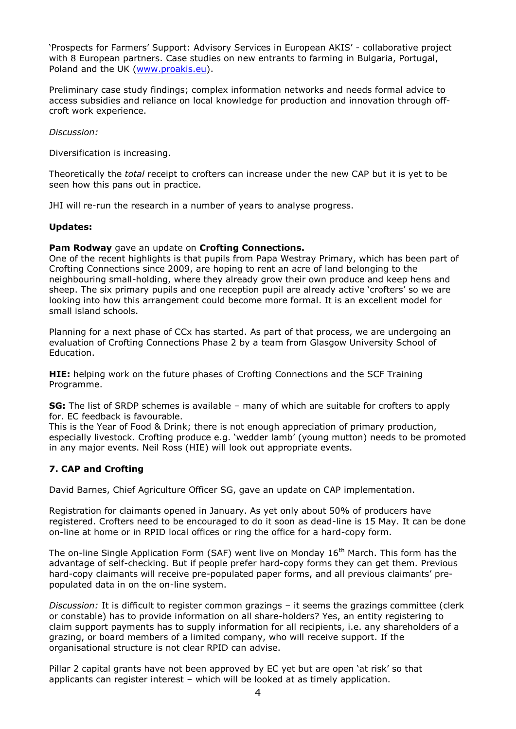'Prospects for Farmers' Support: Advisory Services in European AKIS' - collaborative project with 8 European partners. Case studies on new entrants to farming in Bulgaria, Portugal, Poland and the UK ([www.proakis.eu](www.proakis.eu)).

Preliminary case study findings; complex information networks and needs formal advice to access subsidies and reliance on local knowledge for production and innovation through off-croft work experience.

*Discussion:*

Diversification is increasing.

Theoretically the *total* receipt to crofters can increase under the new CAP but it is yet to be seen how this pans out in practice.

JHI will re-run the research in a number of years to analyse progress.

**Updates:**

**Pam Rodway** gave an update on **Crofting Connections.**
One of the recent highlights is that pupils from Papa Westray Primary, which has been part of Crofting Connections since 2009, are hoping to rent an acre of land belonging to the neighbouring small-holding, where they already grow their own produce and keep hens and sheep. The six primary pupils and one reception pupil are already active 'crofters' so we are looking into how this arrangement could become more formal. It is an excellent model for small island schools.

Planning for a next phase of CCx has started. As part of that process, we are undergoing an evaluation of Crofting Connections Phase 2 by a team from Glasgow University School of Education.

**HIE:** helping work on the future phases of Crofting Connections and the SCF Training Programme.

**SG:** The list of SRDP schemes is available – many of which are suitable for crofters to apply for. EC feedback is favourable.
This is the Year of Food & Drink; there is not enough appreciation of primary production, especially livestock. Crofting produce e.g. 'wedder lamb' (young mutton) needs to be promoted in any major events. Neil Ross (HIE) will look out appropriate events.

## 7. CAP and Crofting

David Barnes, Chief Agriculture Officer SG, gave an update on CAP implementation.

Registration for claimants opened in January. As yet only about 50% of producers have registered. Crofters need to be encouraged to do it soon as dead-line is 15 May. It can be done on-line at home or in RPID local offices or ring the office for a hard-copy form.

The on-line Single Application Form (SAF) went live on Monday 16th March. This form has the advantage of self-checking. But if people prefer hard-copy forms they can get them. Previous hard-copy claimants will receive pre-populated paper forms, and all previous claimants' pre-populated data in on the on-line system.

*Discussion:* It is difficult to register common grazings – it seems the grazings committee (clerk or constable) has to provide information on all share-holders? Yes, an entity registering to claim support payments has to supply information for all recipients, i.e. any shareholders of a grazing, or board members of a limited company, who will receive support. If the organisational structure is not clear RPID can advise.

Pillar 2 capital grants have not been approved by EC yet but are open 'at risk' so that applicants can register interest – which will be looked at as timely application.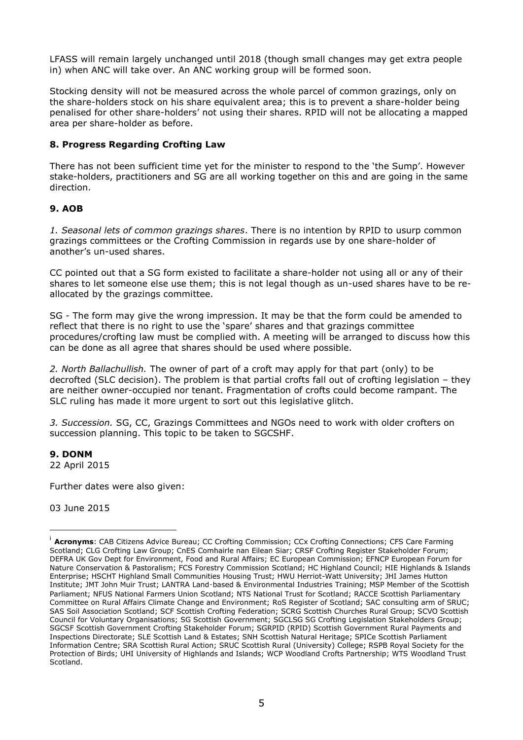LFASS will remain largely unchanged until 2018 (though small changes may get extra people in) when ANC will take over. An ANC working group will be formed soon.

Stocking density will not be measured across the whole parcel of common grazings, only on the share-holders stock on his share equivalent area; this is to prevent a share-holder being penalised for other share-holders' not using their shares. RPID will not be allocating a mapped area per share-holder as before.

### 8. Progress Regarding Crofting Law

There has not been sufficient time yet for the minister to respond to the 'the Sump'. However stake-holders, practitioners and SG are all working together on this and are going in the same direction.

### 9. AOB

*1. Seasonal lets of common grazings shares*. There is no intention by RPID to usurp common grazings committees or the Crofting Commission in regards use by one share-holder of another's un-used shares.

CC pointed out that a SG form existed to facilitate a share-holder not using all or any of their shares to let someone else use them; this is not legal though as un-used shares have to be re-allocated by the grazings committee.

SG - The form may give the wrong impression. It may be that the form could be amended to reflect that there is no right to use the 'spare' shares and that grazings committee procedures/crofting law must be complied with. A meeting will be arranged to discuss how this can be done as all agree that shares should be used where possible.

*2. North Ballachullish.* The owner of part of a croft may apply for that part (only) to be decrofted (SLC decision). The problem is that partial crofts fall out of crofting legislation – they are neither owner-occupied nor tenant. Fragmentation of crofts could become rampant. The SLC ruling has made it more urgent to sort out this legislative glitch.

*3. Succession.* SG, CC, Grazings Committees and NGOs need to work with older crofters on succession planning. This topic to be taken to SGCSHF.

### 9. DONM

22 April 2015

Further dates were also given:

03 June 2015

---

[i] **Acronyms**: CAB Citizens Advice Bureau; CC Crofting Commission; CCx Crofting Connections; CFS Care Farming Scotland; CLG Crofting Law Group; CnES Comhairle nan Eilean Siar; CRSF Crofting Register Stakeholder Forum; DEFRA UK Gov Dept for Environment, Food and Rural Affairs; EC European Commission; EFNCP European Forum for Nature Conservation & Pastoralism; FCS Forestry Commission Scotland; HC Highland Council; HIE Highlands & Islands Enterprise; HSCHT Highland Small Communities Housing Trust; HWU Herriot-Watt University; JHI James Hutton Institute; JMT John Muir Trust; LANTRA Land-based & Environmental Industries Training; MSP Member of the Scottish Parliament; NFUS National Farmers Union Scotland; NTS National Trust for Scotland; RACCE Scottish Parliamentary Committee on Rural Affairs Climate Change and Environment; RoS Register of Scotland; SAC consulting arm of SRUC; SAS Soil Association Scotland; SCF Scottish Crofting Federation; SCRG Scottish Churches Rural Group; SCVO Scottish Council for Voluntary Organisations; SG Scottish Government; SGCLSG SG Crofting Legislation Stakeholders Group; SGCSF Scottish Government Crofting Stakeholder Forum; SGRPID (RPID) Scottish Government Rural Payments and Inspections Directorate; SLE Scottish Land & Estates; SNH Scottish Natural Heritage; SPICe Scottish Parliament Information Centre; SRA Scottish Rural Action; SRUC Scottish Rural (University) College; RSPB Royal Society for the Protection of Birds; UHI University of Highlands and Islands; WCP Woodland Crofts Partnership; WTS Woodland Trust Scotland.